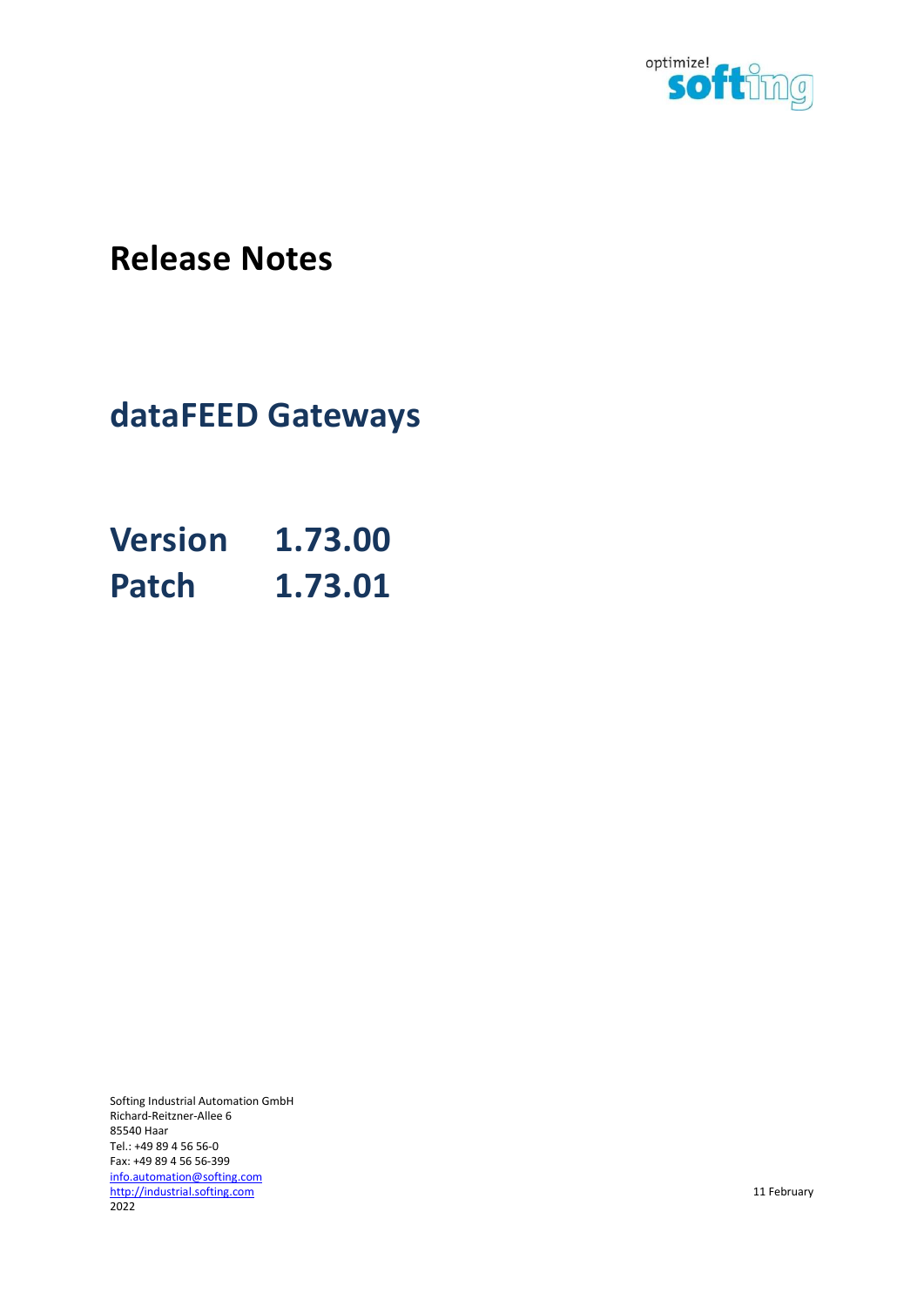# Release Notes

## dataFEED Gateways

## Version 1.73.00
## Patch 1.73.01

Softing Industrial Automation GmbH
Richard-Reitzner-Allee 6
85540 Haar
Tel.: +49 89 4 56 56-0
Fax: +49 89 4 56 56-399
info.automation@softing.com
http://industrial.softing.com

11 February 2022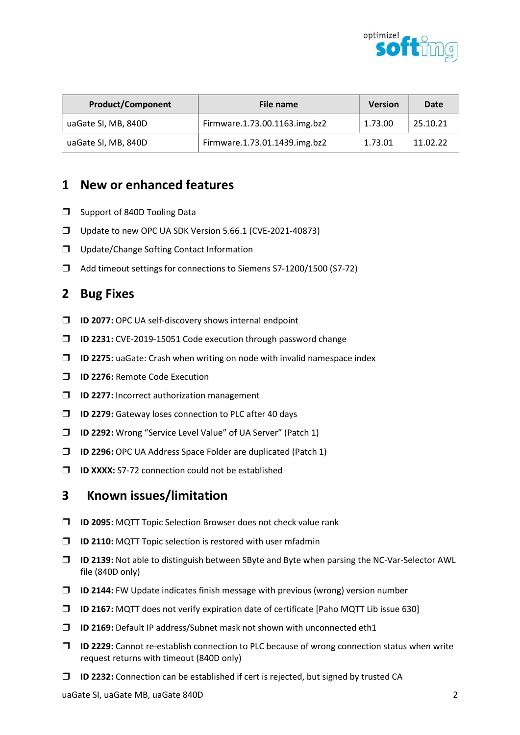| Product/Component | File name | Version | Date |
| --- | --- | --- | --- |
| uaGate SI, MB, 840D | Firmware.1.73.00.1163.img.bz2 | 1.73.00 | 25.10.21 |
| uaGate SI, MB, 840D | Firmware.1.73.01.1439.img.bz2 | 1.73.01 | 11.02.22 |

# 1 New or enhanced features

- Support of 840D Tooling Data
- Update to new OPC UA SDK Version 5.66.1 (CVE-2021-40873)
- Update/Change Softing Contact Information
- Add timeout settings for connections to Siemens S7-1200/1500 (S7-72)

# 2 Bug Fixes

- **ID 2077:** OPC UA self-discovery shows internal endpoint
- **ID 2231:** CVE-2019-15051 Code execution through password change
- **ID 2275:** uaGate: Crash when writing on node with invalid namespace index
- **ID 2276:** Remote Code Execution
- **ID 2277:** Incorrect authorization management
- **ID 2279:** Gateway loses connection to PLC after 40 days
- **ID 2292:** Wrong "Service Level Value" of UA Server" (Patch 1)
- **ID 2296:** OPC UA Address Space Folder are duplicated (Patch 1)
- **ID XXXX:** S7-72 connection could not be established

# 3 Known issues/limitation

- **ID 2095:** MQTT Topic Selection Browser does not check value rank
- **ID 2110:** MQTT Topic selection is restored with user mfadmin
- **ID 2139:** Not able to distinguish between SByte and Byte when parsing the NC-Var-Selector AWL file (840D only)
- **ID 2144:** FW Update indicates finish message with previous (wrong) version number
- **ID 2167:** MQTT does not verify expiration date of certificate [Paho MQTT Lib issue 630]
- **ID 2169:** Default IP address/Subnet mask not shown with unconnected eth1
- **ID 2229:** Cannot re-establish connection to PLC because of wrong connection status when write request returns with timeout (840D only)
- **ID 2232:** Connection can be established if cert is rejected, but signed by trusted CA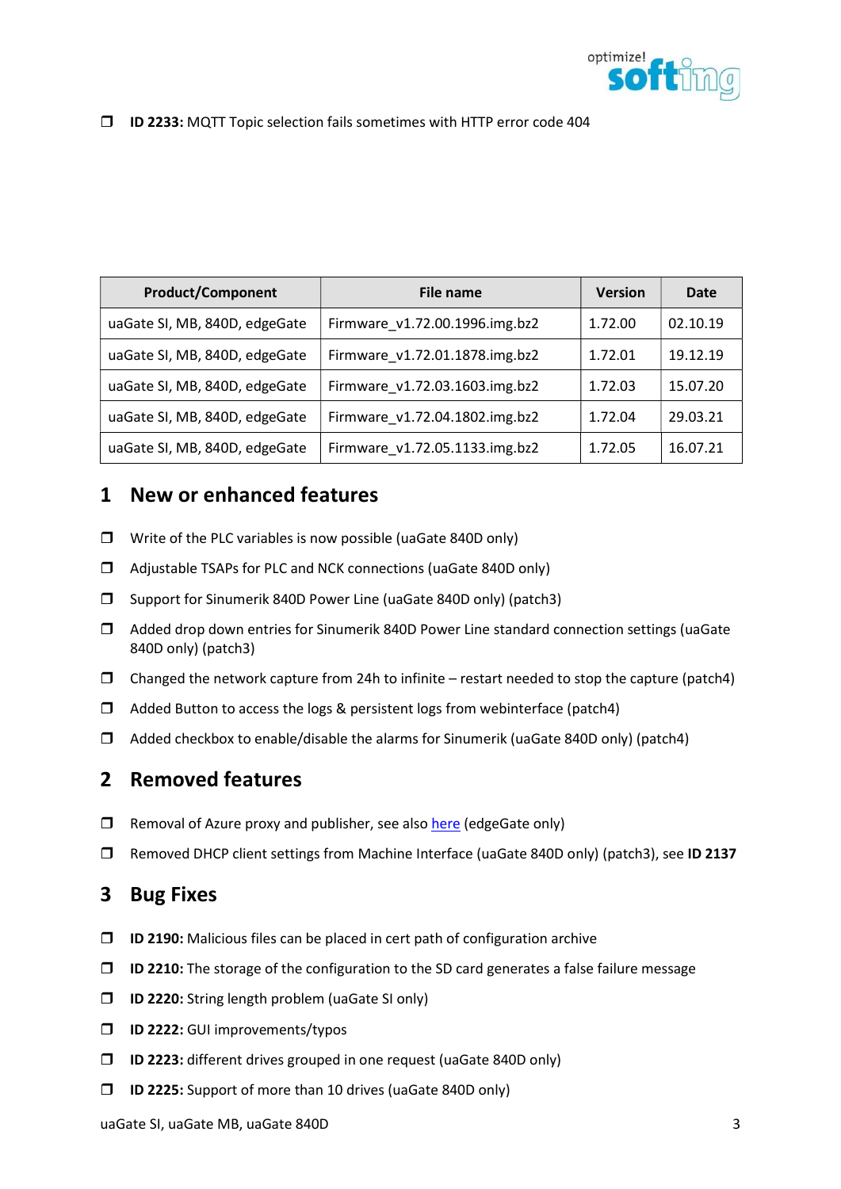- ID 2233: MQTT Topic selection fails sometimes with HTTP error code 404

| Product/Component | File name | Version | Date |
|---|---|---|---|
| uaGate SI, MB, 840D, edgeGate | Firmware_v1.72.00.1996.img.bz2 | 1.72.00 | 02.10.19 |
| uaGate SI, MB, 840D, edgeGate | Firmware_v1.72.01.1878.img.bz2 | 1.72.01 | 19.12.19 |
| uaGate SI, MB, 840D, edgeGate | Firmware_v1.72.03.1603.img.bz2 | 1.72.03 | 15.07.20 |
| uaGate SI, MB, 840D, edgeGate | Firmware_v1.72.04.1802.img.bz2 | 1.72.04 | 29.03.21 |
| uaGate SI, MB, 840D, edgeGate | Firmware_v1.72.05.1133.img.bz2 | 1.72.05 | 16.07.21 |

# 1 New or enhanced features

- Write of the PLC variables is now possible (uaGate 840D only)
- Adjustable TSAPs for PLC and NCK connections (uaGate 840D only)
- Support for Sinumerik 840D Power Line (uaGate 840D only) (patch3)
- Added drop down entries for Sinumerik 840D Power Line standard connection settings (uaGate 840D only) (patch3)
- Changed the network capture from 24h to infinite – restart needed to stop the capture (patch4)
- Added Button to access the logs & persistent logs from webinterface (patch4)
- Added checkbox to enable/disable the alarms for Sinumerik (uaGate 840D only) (patch4)

# 2 Removed features

- Removal of Azure proxy and publisher, see also here (edgeGate only)
- Removed DHCP client settings from Machine Interface (uaGate 840D only) (patch3), see **ID 2137**

# 3 Bug Fixes

- **ID 2190:** Malicious files can be placed in cert path of configuration archive
- **ID 2210:** The storage of the configuration to the SD card generates a false failure message
- **ID 2220:** String length problem (uaGate SI only)
- **ID 2222:** GUI improvements/typos
- **ID 2223:** different drives grouped in one request (uaGate 840D only)
- **ID 2225:** Support of more than 10 drives (uaGate 840D only)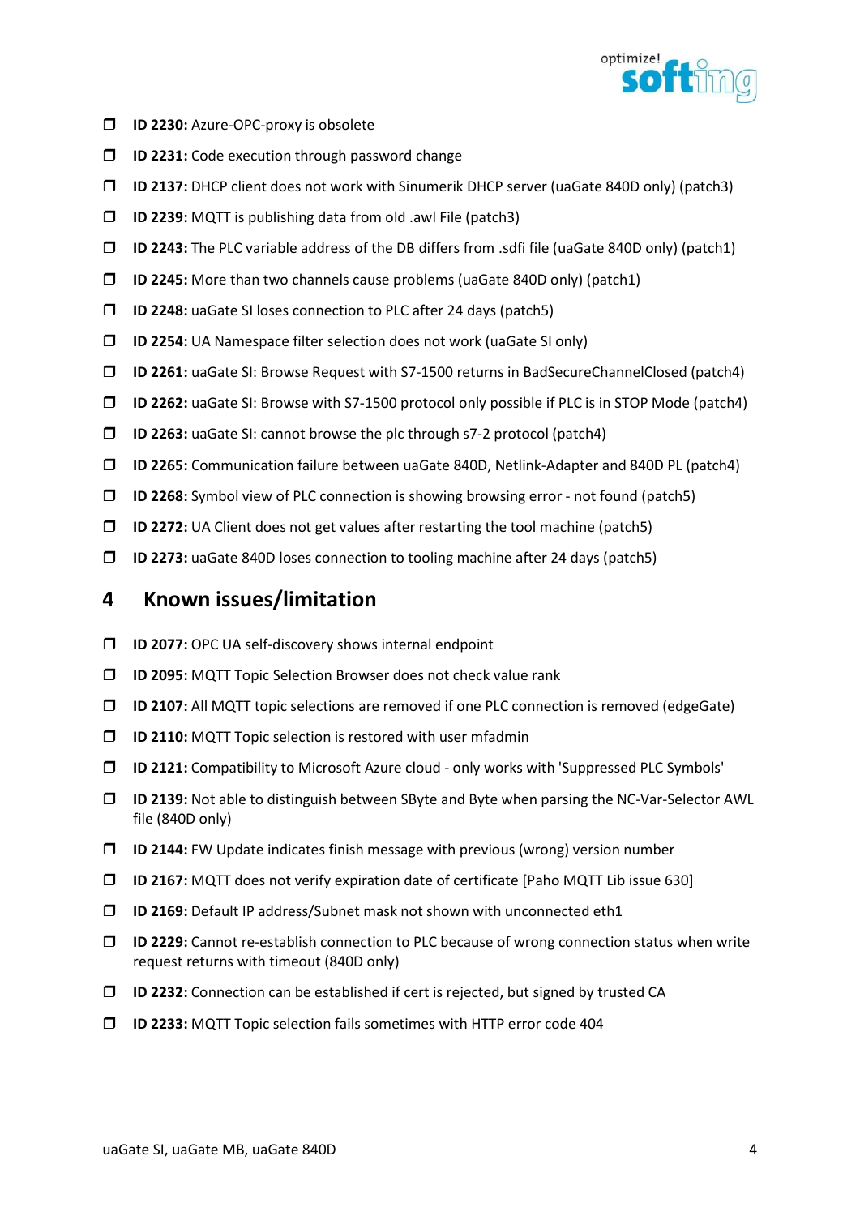- **ID 2230:** Azure-OPC-proxy is obsolete
- **ID 2231:** Code execution through password change
- **ID 2137:** DHCP client does not work with Sinumerik DHCP server (uaGate 840D only) (patch3)
- **ID 2239:** MQTT is publishing data from old .awl File (patch3)
- **ID 2243:** The PLC variable address of the DB differs from .sdfi file (uaGate 840D only) (patch1)
- **ID 2245:** More than two channels cause problems (uaGate 840D only) (patch1)
- **ID 2248:** uaGate SI loses connection to PLC after 24 days (patch5)
- **ID 2254:** UA Namespace filter selection does not work (uaGate SI only)
- **ID 2261:** uaGate SI: Browse Request with S7-1500 returns in BadSecureChannelClosed (patch4)
- **ID 2262:** uaGate SI: Browse with S7-1500 protocol only possible if PLC is in STOP Mode (patch4)
- **ID 2263:** uaGate SI: cannot browse the plc through s7-2 protocol (patch4)
- **ID 2265:** Communication failure between uaGate 840D, Netlink-Adapter and 840D PL (patch4)
- **ID 2268:** Symbol view of PLC connection is showing browsing error - not found (patch5)
- **ID 2272:** UA Client does not get values after restarting the tool machine (patch5)
- **ID 2273:** uaGate 840D loses connection to tooling machine after 24 days (patch5)

# 4 Known issues/limitation

- **ID 2077:** OPC UA self-discovery shows internal endpoint
- **ID 2095:** MQTT Topic Selection Browser does not check value rank
- **ID 2107:** All MQTT topic selections are removed if one PLC connection is removed (edgeGate)
- **ID 2110:** MQTT Topic selection is restored with user mfadmin
- **ID 2121:** Compatibility to Microsoft Azure cloud - only works with 'Suppressed PLC Symbols'
- **ID 2139:** Not able to distinguish between SByte and Byte when parsing the NC-Var-Selector AWL file (840D only)
- **ID 2144:** FW Update indicates finish message with previous (wrong) version number
- **ID 2167:** MQTT does not verify expiration date of certificate [Paho MQTT Lib issue 630]
- **ID 2169:** Default IP address/Subnet mask not shown with unconnected eth1
- **ID 2229:** Cannot re-establish connection to PLC because of wrong connection status when write request returns with timeout (840D only)
- **ID 2232:** Connection can be established if cert is rejected, but signed by trusted CA
- **ID 2233:** MQTT Topic selection fails sometimes with HTTP error code 404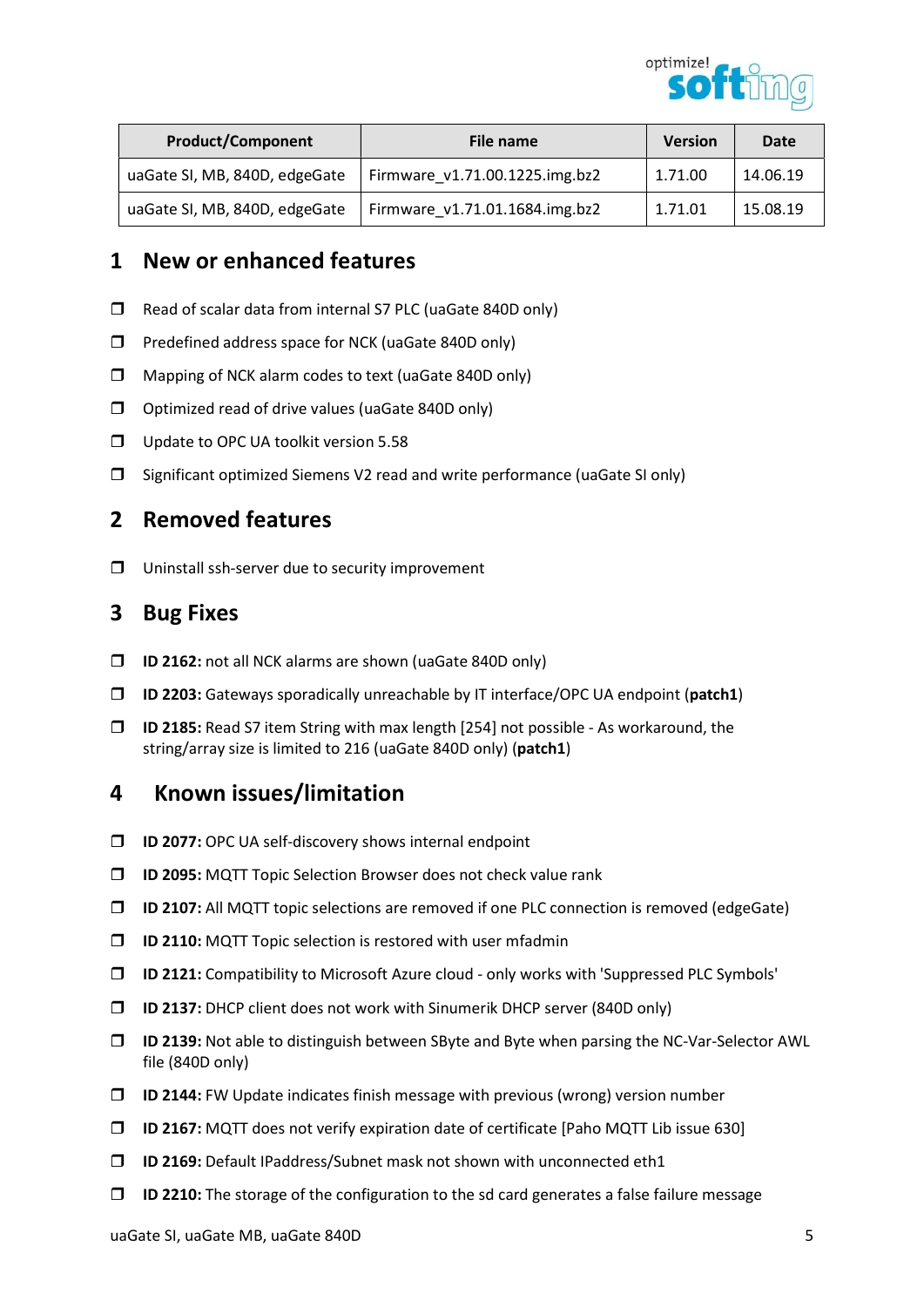| Product/Component | File name | Version | Date |
| --- | --- | --- | --- |
| uaGate SI, MB, 840D, edgeGate | Firmware_v1.71.00.1225.img.bz2 | 1.71.00 | 14.06.19 |
| uaGate SI, MB, 840D, edgeGate | Firmware_v1.71.01.1684.img.bz2 | 1.71.01 | 15.08.19 |

# 1 New or enhanced features

- Read of scalar data from internal S7 PLC (uaGate 840D only)
- Predefined address space for NCK (uaGate 840D only)
- Mapping of NCK alarm codes to text (uaGate 840D only)
- Optimized read of drive values (uaGate 840D only)
- Update to OPC UA toolkit version 5.58
- Significant optimized Siemens V2 read and write performance (uaGate SI only)

# 2 Removed features

- Uninstall ssh-server due to security improvement

# 3 Bug Fixes

- **ID 2162:** not all NCK alarms are shown (uaGate 840D only)
- **ID 2203:** Gateways sporadically unreachable by IT interface/OPC UA endpoint (**patch1**)
- **ID 2185:** Read S7 item String with max length [254] not possible - As workaround, the string/array size is limited to 216 (uaGate 840D only) (**patch1**)

# 4 Known issues/limitation

- **ID 2077:** OPC UA self-discovery shows internal endpoint
- **ID 2095:** MQTT Topic Selection Browser does not check value rank
- **ID 2107:** All MQTT topic selections are removed if one PLC connection is removed (edgeGate)
- **ID 2110:** MQTT Topic selection is restored with user mfadmin
- **ID 2121:** Compatibility to Microsoft Azure cloud - only works with 'Suppressed PLC Symbols'
- **ID 2137:** DHCP client does not work with Sinumerik DHCP server (840D only)
- **ID 2139:** Not able to distinguish between SByte and Byte when parsing the NC-Var-Selector AWL file (840D only)
- **ID 2144:** FW Update indicates finish message with previous (wrong) version number
- **ID 2167:** MQTT does not verify expiration date of certificate [Paho MQTT Lib issue 630]
- **ID 2169:** Default IPaddress/Subnet mask not shown with unconnected eth1
- **ID 2210:** The storage of the configuration to the sd card generates a false failure message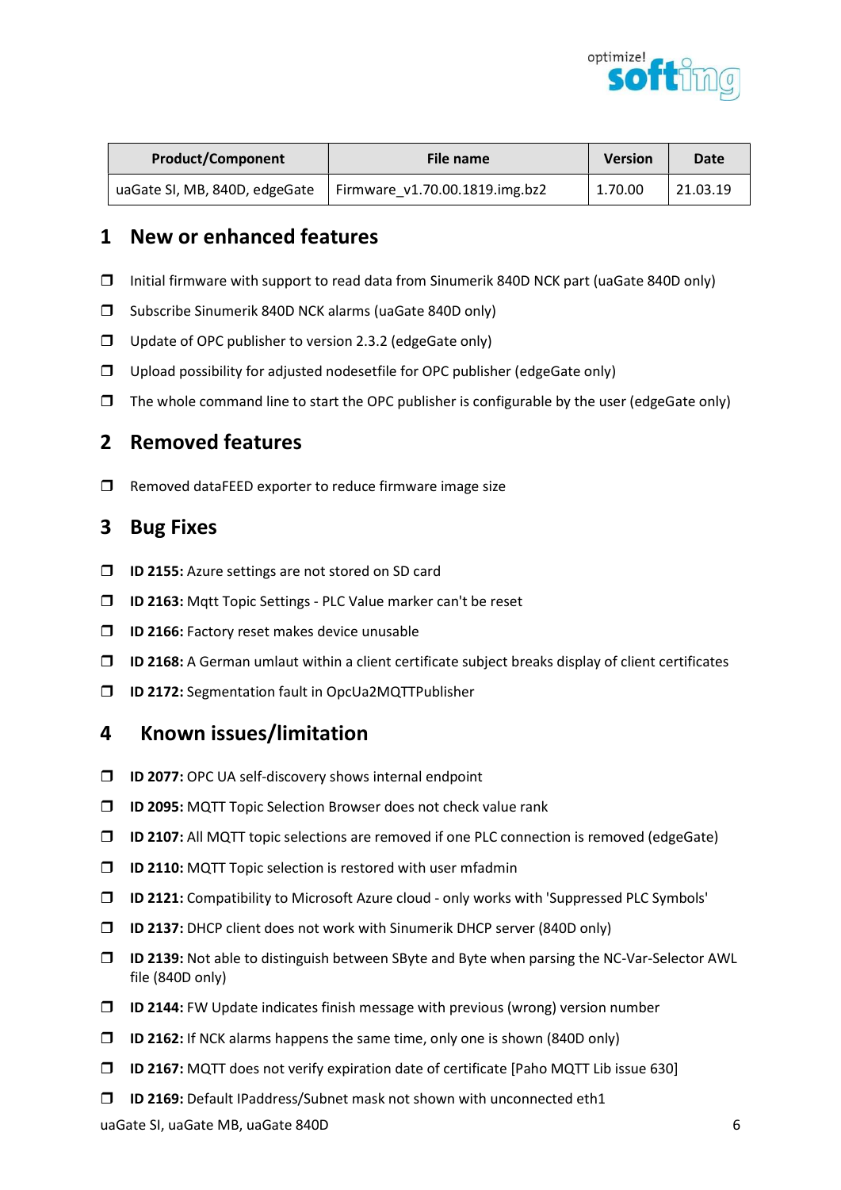| Product/Component | File name | Version | Date |
| --- | --- | --- | --- |
| uaGate SI, MB, 840D, edgeGate | Firmware_v1.70.00.1819.img.bz2 | 1.70.00 | 21.03.19 |

# 1 New or enhanced features

- Initial firmware with support to read data from Sinumerik 840D NCK part (uaGate 840D only)
- Subscribe Sinumerik 840D NCK alarms (uaGate 840D only)
- Update of OPC publisher to version 2.3.2 (edgeGate only)
- Upload possibility for adjusted nodesetfile for OPC publisher (edgeGate only)
- The whole command line to start the OPC publisher is configurable by the user (edgeGate only)

# 2 Removed features

- Removed dataFEED exporter to reduce firmware image size

# 3 Bug Fixes

- **ID 2155:** Azure settings are not stored on SD card
- **ID 2163:** Mqtt Topic Settings - PLC Value marker can't be reset
- **ID 2166:** Factory reset makes device unusable
- **ID 2168:** A German umlaut within a client certificate subject breaks display of client certificates
- **ID 2172:** Segmentation fault in OpcUa2MQTTPublisher

# 4 Known issues/limitation

- **ID 2077:** OPC UA self-discovery shows internal endpoint
- **ID 2095:** MQTT Topic Selection Browser does not check value rank
- **ID 2107:** All MQTT topic selections are removed if one PLC connection is removed (edgeGate)
- **ID 2110:** MQTT Topic selection is restored with user mfadmin
- **ID 2121:** Compatibility to Microsoft Azure cloud - only works with 'Suppressed PLC Symbols'
- **ID 2137:** DHCP client does not work with Sinumerik DHCP server (840D only)
- **ID 2139:** Not able to distinguish between SByte and Byte when parsing the NC-Var-Selector AWL file (840D only)
- **ID 2144:** FW Update indicates finish message with previous (wrong) version number
- **ID 2162:** If NCK alarms happens the same time, only one is shown (840D only)
- **ID 2167:** MQTT does not verify expiration date of certificate [Paho MQTT Lib issue 630]
- **ID 2169:** Default IPaddress/Subnet mask not shown with unconnected eth1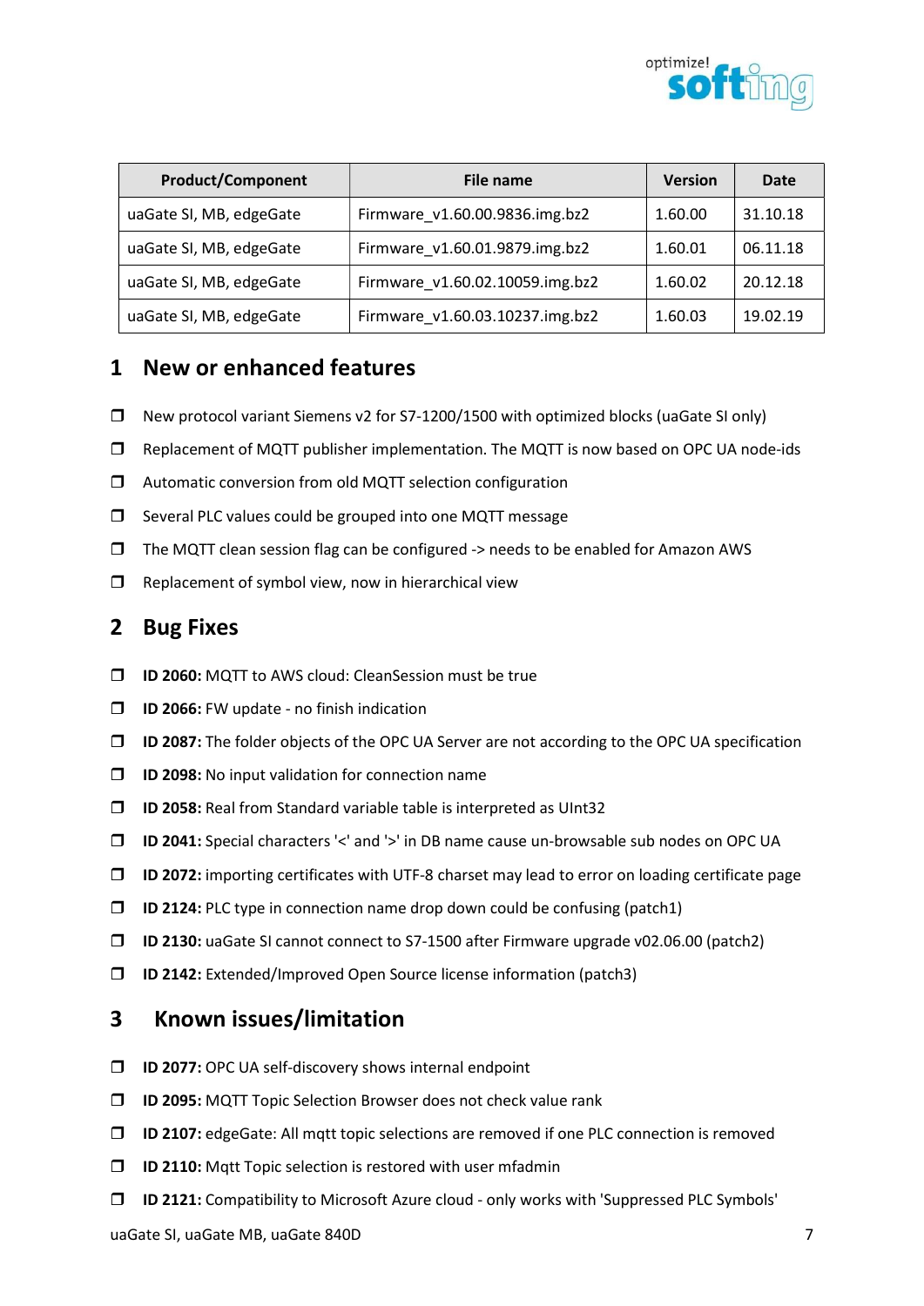| Product/Component | File name | Version | Date |
|---|---|---|---|
| uaGate SI, MB, edgeGate | Firmware_v1.60.00.9836.img.bz2 | 1.60.00 | 31.10.18 |
| uaGate SI, MB, edgeGate | Firmware_v1.60.01.9879.img.bz2 | 1.60.01 | 06.11.18 |
| uaGate SI, MB, edgeGate | Firmware_v1.60.02.10059.img.bz2 | 1.60.02 | 20.12.18 |
| uaGate SI, MB, edgeGate | Firmware_v1.60.03.10237.img.bz2 | 1.60.03 | 19.02.19 |

## 1 New or enhanced features

- New protocol variant Siemens v2 for S7-1200/1500 with optimized blocks (uaGate SI only)
- Replacement of MQTT publisher implementation. The MQTT is now based on OPC UA node-ids
- Automatic conversion from old MQTT selection configuration
- Several PLC values could be grouped into one MQTT message
- The MQTT clean session flag can be configured -> needs to be enabled for Amazon AWS
- Replacement of symbol view, now in hierarchical view

## 2 Bug Fixes

- **ID 2060:** MQTT to AWS cloud: CleanSession must be true
- **ID 2066:** FW update - no finish indication
- **ID 2087:** The folder objects of the OPC UA Server are not according to the OPC UA specification
- **ID 2098:** No input validation for connection name
- **ID 2058:** Real from Standard variable table is interpreted as UInt32
- **ID 2041:** Special characters '<' and '>' in DB name cause un-browsable sub nodes on OPC UA
- **ID 2072:** importing certificates with UTF-8 charset may lead to error on loading certificate page
- **ID 2124:** PLC type in connection name drop down could be confusing (patch1)
- **ID 2130:** uaGate SI cannot connect to S7-1500 after Firmware upgrade v02.06.00 (patch2)
- **ID 2142:** Extended/Improved Open Source license information (patch3)

## 3 Known issues/limitation

- **ID 2077:** OPC UA self-discovery shows internal endpoint
- **ID 2095:** MQTT Topic Selection Browser does not check value rank
- **ID 2107:** edgeGate: All mqtt topic selections are removed if one PLC connection is removed
- **ID 2110:** Mqtt Topic selection is restored with user mfadmin
- **ID 2121:** Compatibility to Microsoft Azure cloud - only works with 'Suppressed PLC Symbols'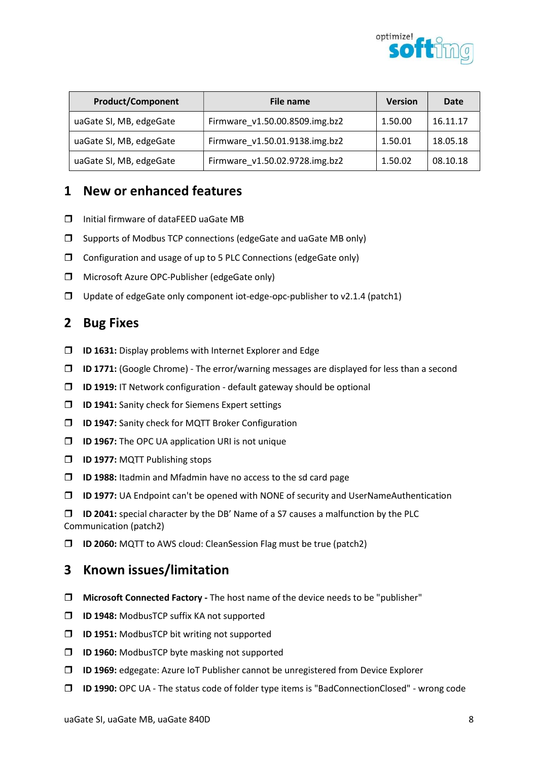| Product/Component | File name | Version | Date |
| --- | --- | --- | --- |
| uaGate SI, MB, edgeGate | Firmware_v1.50.00.8509.img.bz2 | 1.50.00 | 16.11.17 |
| uaGate SI, MB, edgeGate | Firmware_v1.50.01.9138.img.bz2 | 1.50.01 | 18.05.18 |
| uaGate SI, MB, edgeGate | Firmware_v1.50.02.9728.img.bz2 | 1.50.02 | 08.10.18 |

# 1 New or enhanced features

- Initial firmware of dataFEED uaGate MB
- Supports of Modbus TCP connections (edgeGate and uaGate MB only)
- Configuration and usage of up to 5 PLC Connections (edgeGate only)
- Microsoft Azure OPC-Publisher (edgeGate only)
- Update of edgeGate only component iot-edge-opc-publisher to v2.1.4 (patch1)

# 2 Bug Fixes

- **ID 1631:** Display problems with Internet Explorer and Edge
- **ID 1771:** (Google Chrome) - The error/warning messages are displayed for less than a second
- **ID 1919:** IT Network configuration - default gateway should be optional
- **ID 1941:** Sanity check for Siemens Expert settings
- **ID 1947:** Sanity check for MQTT Broker Configuration
- **ID 1967:** The OPC UA application URI is not unique
- **ID 1977:** MQTT Publishing stops
- **ID 1988:** Itadmin and Mfadmin have no access to the sd card page
- **ID 1977:** UA Endpoint can't be opened with NONE of security and UserNameAuthentication
- **ID 2041:** special character by the DB' Name of a S7 causes a malfunction by the PLC Communication (patch2)
- **ID 2060:** MQTT to AWS cloud: CleanSession Flag must be true (patch2)

# 3 Known issues/limitation

- **Microsoft Connected Factory -** The host name of the device needs to be "publisher"
- **ID 1948:** ModbusTCP suffix KA not supported
- **ID 1951:** ModbusTCP bit writing not supported
- **ID 1960:** ModbusTCP byte masking not supported
- **ID 1969:** edgegate: Azure IoT Publisher cannot be unregistered from Device Explorer
- **ID 1990:** OPC UA - The status code of folder type items is "BadConnectionClosed" - wrong code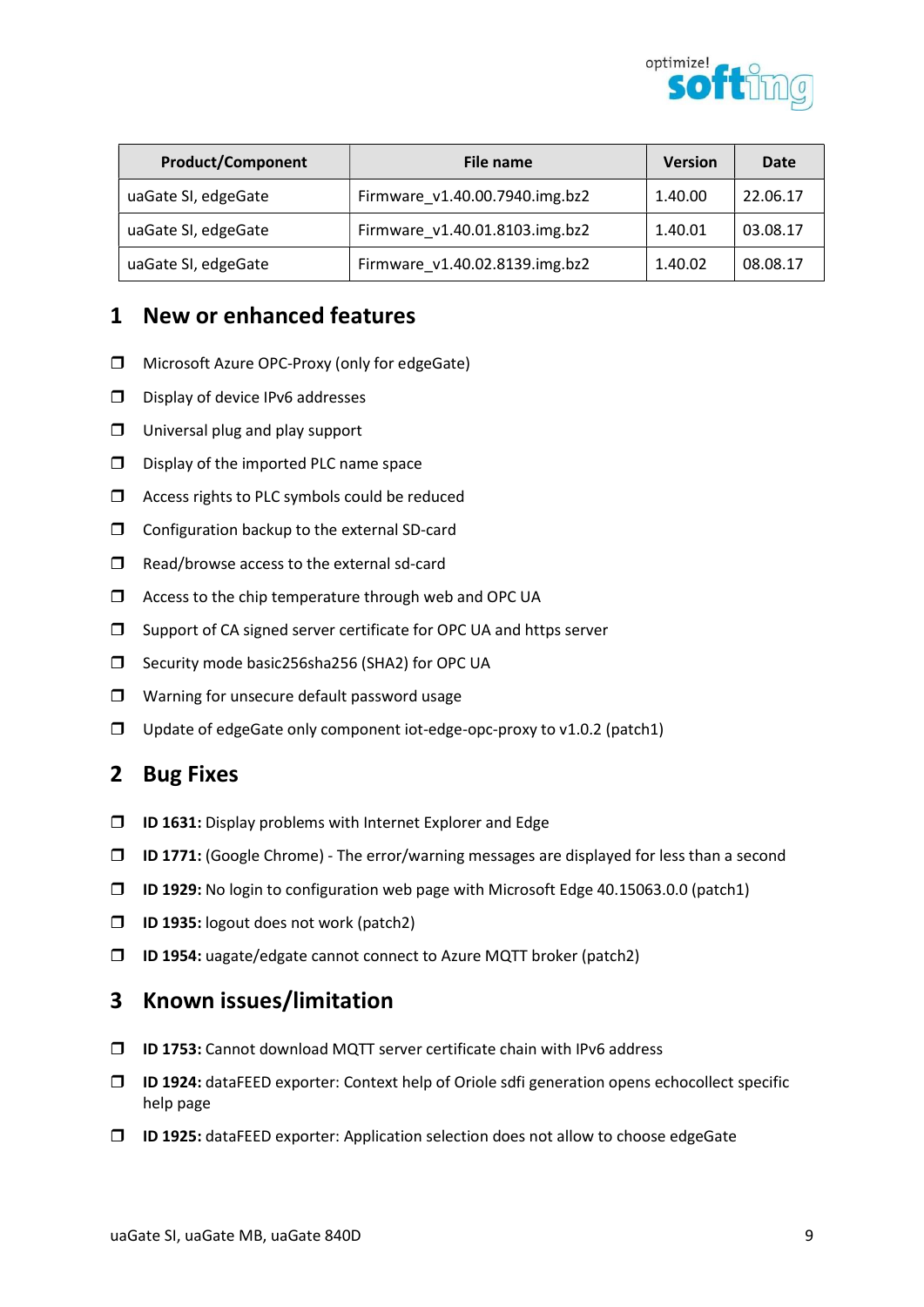| Product/Component | File name | Version | Date |
|---|---|---|---|
| uaGate SI, edgeGate | Firmware_v1.40.00.7940.img.bz2 | 1.40.00 | 22.06.17 |
| uaGate SI, edgeGate | Firmware_v1.40.01.8103.img.bz2 | 1.40.01 | 03.08.17 |
| uaGate SI, edgeGate | Firmware_v1.40.02.8139.img.bz2 | 1.40.02 | 08.08.17 |

# 1 New or enhanced features

- Microsoft Azure OPC-Proxy (only for edgeGate)
- Display of device IPv6 addresses
- Universal plug and play support
- Display of the imported PLC name space
- Access rights to PLC symbols could be reduced
- Configuration backup to the external SD-card
- Read/browse access to the external sd-card
- Access to the chip temperature through web and OPC UA
- Support of CA signed server certificate for OPC UA and https server
- Security mode basic256sha256 (SHA2) for OPC UA
- Warning for unsecure default password usage
- Update of edgeGate only component iot-edge-opc-proxy to v1.0.2 (patch1)

# 2 Bug Fixes

- **ID 1631:** Display problems with Internet Explorer and Edge
- **ID 1771:** (Google Chrome) - The error/warning messages are displayed for less than a second
- **ID 1929:** No login to configuration web page with Microsoft Edge 40.15063.0.0 (patch1)
- **ID 1935:** logout does not work (patch2)
- **ID 1954:** uagate/edgate cannot connect to Azure MQTT broker (patch2)

# 3 Known issues/limitation

- **ID 1753:** Cannot download MQTT server certificate chain with IPv6 address
- **ID 1924:** dataFEED exporter: Context help of Oriole sdfi generation opens echocollect specific help page
- **ID 1925:** dataFEED exporter: Application selection does not allow to choose edgeGate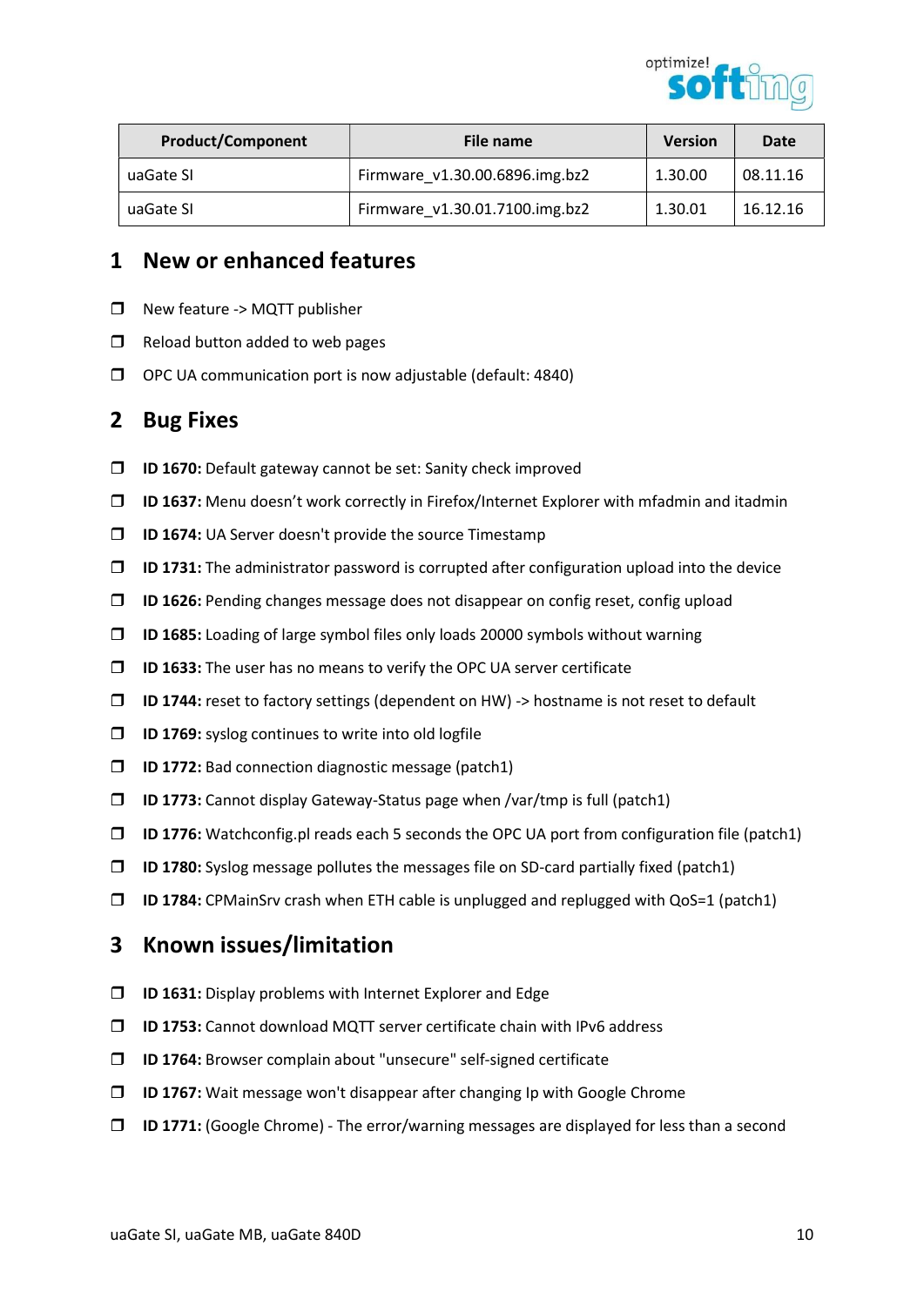| Product/Component | File name | Version | Date |
|---|---|---|---|
| uaGate SI | Firmware_v1.30.00.6896.img.bz2 | 1.30.00 | 08.11.16 |
| uaGate SI | Firmware_v1.30.01.7100.img.bz2 | 1.30.01 | 16.12.16 |

# 1 New or enhanced features

- New feature -> MQTT publisher
- Reload button added to web pages
- OPC UA communication port is now adjustable (default: 4840)

# 2 Bug Fixes

- **ID 1670:** Default gateway cannot be set: Sanity check improved
- **ID 1637:** Menu doesn't work correctly in Firefox/Internet Explorer with mfadmin and itadmin
- **ID 1674:** UA Server doesn't provide the source Timestamp
- **ID 1731:** The administrator password is corrupted after configuration upload into the device
- **ID 1626:** Pending changes message does not disappear on config reset, config upload
- **ID 1685:** Loading of large symbol files only loads 20000 symbols without warning
- **ID 1633:** The user has no means to verify the OPC UA server certificate
- **ID 1744:** reset to factory settings (dependent on HW) -> hostname is not reset to default
- **ID 1769:** syslog continues to write into old logfile
- **ID 1772:** Bad connection diagnostic message (patch1)
- **ID 1773:** Cannot display Gateway-Status page when /var/tmp is full (patch1)
- **ID 1776:** Watchconfig.pl reads each 5 seconds the OPC UA port from configuration file (patch1)
- **ID 1780:** Syslog message pollutes the messages file on SD-card partially fixed (patch1)
- **ID 1784:** CPMainSrv crash when ETH cable is unplugged and replugged with QoS=1 (patch1)

# 3 Known issues/limitation

- **ID 1631:** Display problems with Internet Explorer and Edge
- **ID 1753:** Cannot download MQTT server certificate chain with IPv6 address
- **ID 1764:** Browser complain about "unsecure" self-signed certificate
- **ID 1767:** Wait message won't disappear after changing Ip with Google Chrome
- **ID 1771:** (Google Chrome) - The error/warning messages are displayed for less than a second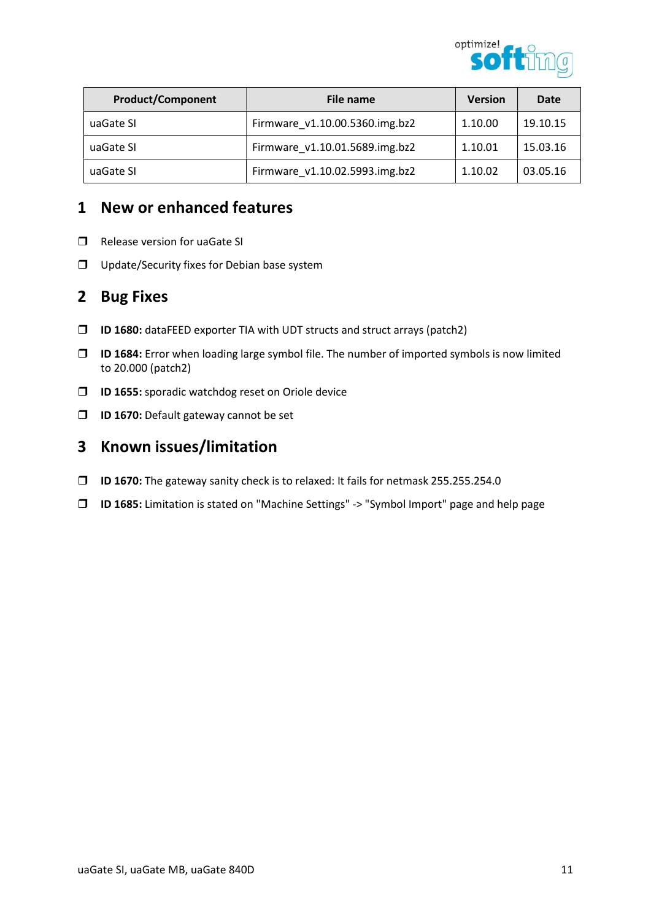| Product/Component | File name | Version | Date |
| --- | --- | --- | --- |
| uaGate SI | Firmware_v1.10.00.5360.img.bz2 | 1.10.00 | 19.10.15 |
| uaGate SI | Firmware_v1.10.01.5689.img.bz2 | 1.10.01 | 15.03.16 |
| uaGate SI | Firmware_v1.10.02.5993.img.bz2 | 1.10.02 | 03.05.16 |

# 1 New or enhanced features

- Release version for uaGate SI
- Update/Security fixes for Debian base system

# 2 Bug Fixes

- **ID 1680:** dataFEED exporter TIA with UDT structs and struct arrays (patch2)
- **ID 1684:** Error when loading large symbol file. The number of imported symbols is now limited to 20.000 (patch2)
- **ID 1655:** sporadic watchdog reset on Oriole device
- **ID 1670:** Default gateway cannot be set

# 3 Known issues/limitation

- **ID 1670:** The gateway sanity check is to relaxed: It fails for netmask 255.255.254.0
- **ID 1685:** Limitation is stated on "Machine Settings" -> "Symbol Import" page and help page